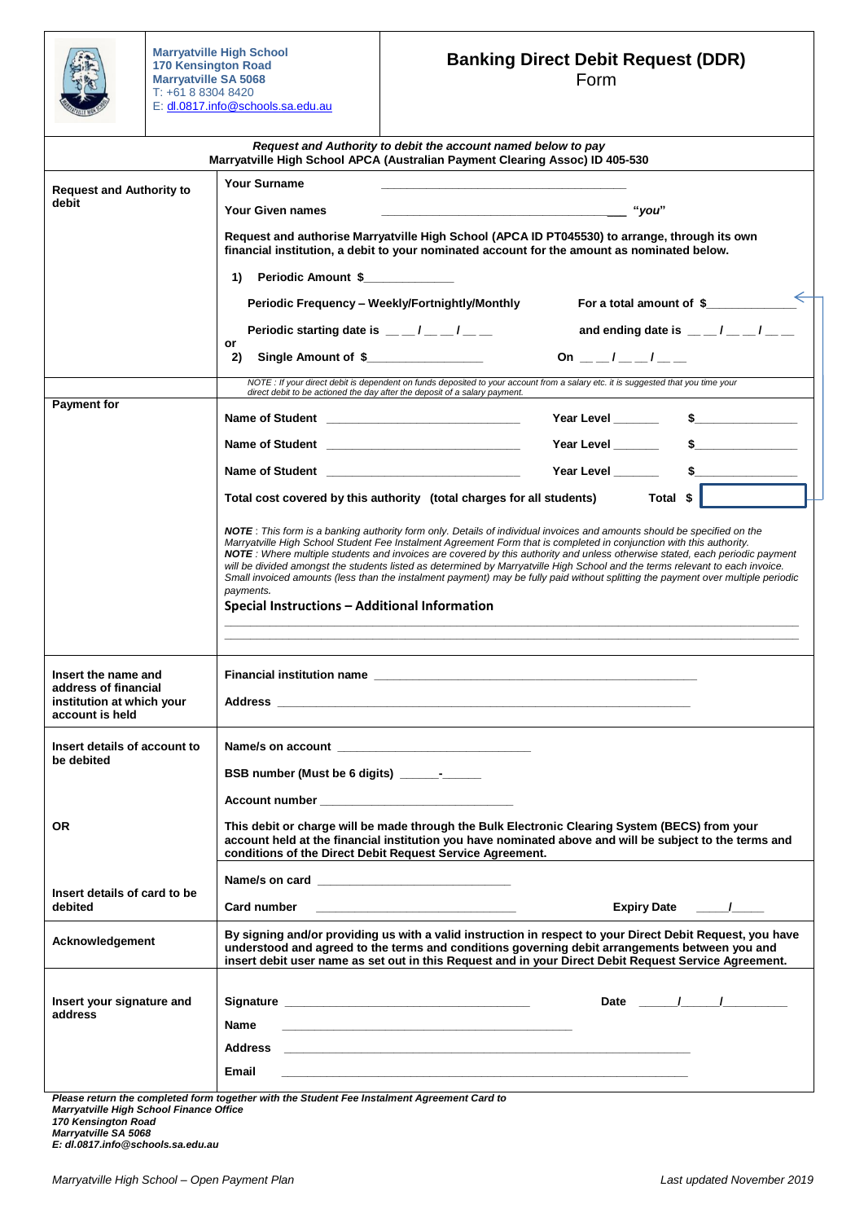**Marryatville High School**
**170 Kensington Road**
**Marryatville SA 5068**
T: +61 8 8304 8420
E: dl.0817.info@schools.sa.edu.au

# Banking Direct Debit Request (DDR)

Form

***Request and Authority to debit the account named below to pay***
***Marryatville High School APCA (Australian Payment Clearing Assoc) ID 405-530***

| | |
|---|---|
| **Request and Authority to debit** | **Your Surname** ____________________<br><br>**Your Given names** ____________________ ***"you"***<br><br>**Request and authorise Marryatville High School (APCA ID PT045530) to arrange, through its own financial institution, a debit to your nominated account for the amount as nominated below.**<br><br>**1) Periodic Amount $**____________<br><br>**Periodic Frequency – Weekly/Fortnightly/Monthly** **For a total amount of $**____________<br><br>**Periodic starting date is** __ __ / __ __ / __ __ **and ending date is** __ __ / __ __ / __ __<br><br>**or**<br>**2) Single Amount of $**________________ **On** __ __ / __ __ / __ __<br><br>*NOTE : If your direct debit is dependent on funds deposited to your account from a salary etc. it is suggested that you time your direct debit to be actioned the day after the deposit of a salary payment.* |
| **Payment for** | **Name of Student** ____________________ **Year Level** ______ **$**______________<br><br>**Name of Student** ____________________ **Year Level** ______ **$**______________<br><br>**Name of Student** ____________________ **Year Level** ______ **$**______________<br><br>**Total cost covered by this authority (total charges for all students)** **Total $**<br><br>***NOTE*** *: This form is a banking authority form only. Details of individual invoices and amounts should be specified on the Marryatville High School Student Fee Instalment Agreement Form that is completed in conjunction with this authority.*<br>***NOTE*** *: Where multiple students and invoices are covered by this authority and unless otherwise stated, each periodic payment will be divided amongst the students listed as determined by Marryatville High School and the terms relevant to each invoice. Small invoiced amounts (less than the instalment payment) may be fully paid without splitting the payment over multiple periodic payments.*<br><br>**Special Instructions – Additional Information**<br>________________________________________<br>________________________________________ |
| **Insert the name and address of financial institution at which your account is held** | **Financial institution name** ____________________<br><br>**Address** ____________________ |
| **Insert details of account to be debited**<br><br>**OR** | **Name/s on account** ____________________<br><br>**BSB number (Must be 6 digits)** ______-______<br><br>**Account number** ____________________<br><br>**This debit or charge will be made through the Bulk Electronic Clearing System (BECS) from your account held at the financial institution you have nominated above and will be subject to the terms and conditions of the Direct Debit Request Service Agreement.** |
| **Insert details of card to be debited** | **Name/s on card** ____________________<br><br>**Card number** ____________________ **Expiry Date** _____/_____ |
| **Acknowledgement** | **By signing and/or providing us with a valid instruction in respect to your Direct Debit Request, you have understood and agreed to the terms and conditions governing debit arrangements between you and insert debit user name as set out in this Request and in your Direct Debit Request Service Agreement.** |
| **Insert your signature and address** | **Signature** ____________________ **Date** _____/_____/__________<br><br>**Name** ____________________<br><br>**Address** ____________________<br><br>**Email** ____________________ |

***Please return the completed form together with the Student Fee Instalment Agreement Card to***
***Marryatville High School Finance Office***
***170 Kensington Road***
***Marryatville SA 5068***
***E: dl.0817.info@schools.sa.edu.au***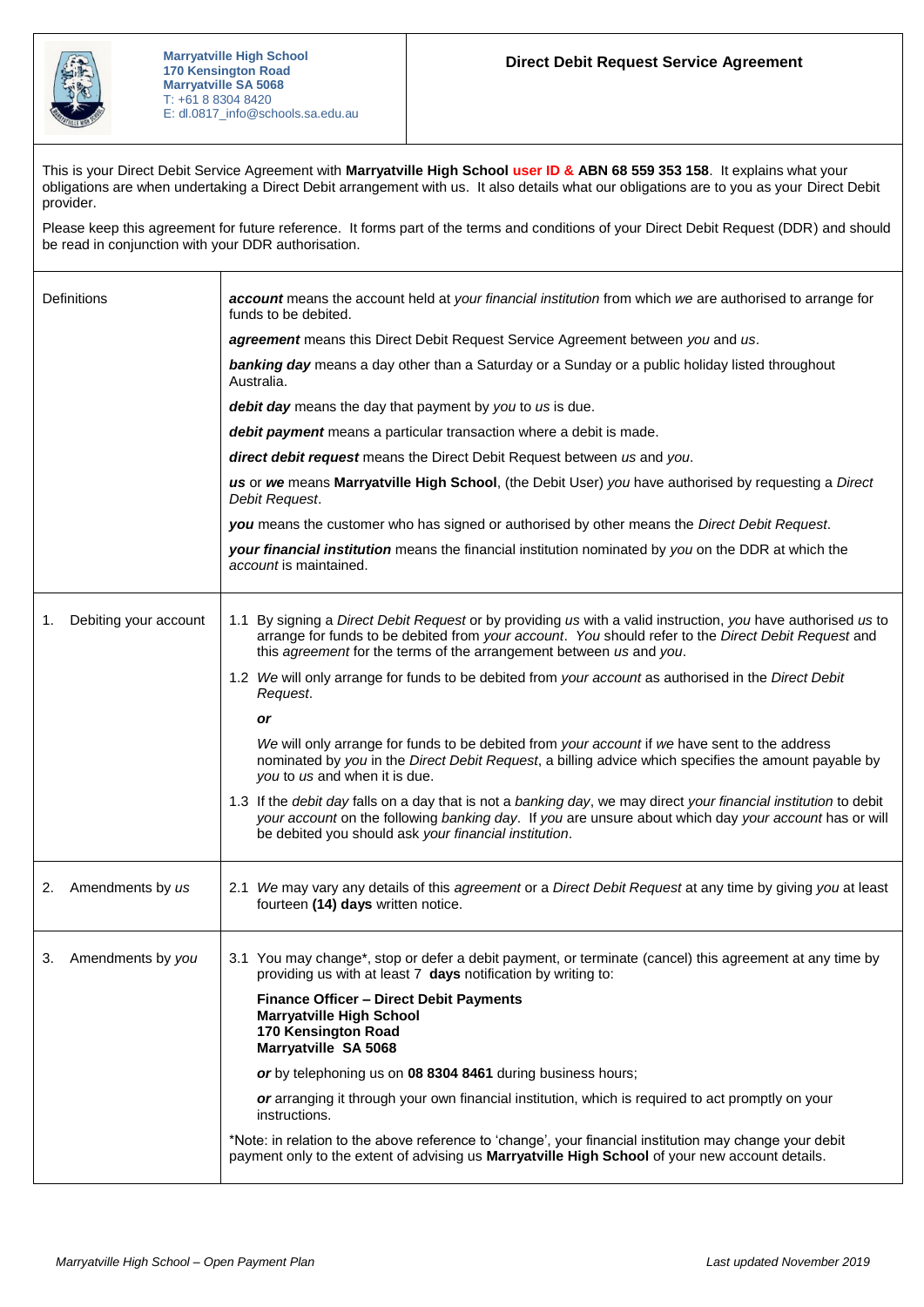Marryatville High School
170 Kensington Road
Marryatville SA 5068
T: +61 8 8304 8420
E: dl.0817_info@schools.sa.edu.au

# Direct Debit Request Service Agreement

This is your Direct Debit Service Agreement with **Marryatville High School** user ID & **ABN 68 559 353 158**. It explains what your obligations are when undertaking a Direct Debit arrangement with us. It also details what our obligations are to you as your Direct Debit provider.

Please keep this agreement for future reference. It forms part of the terms and conditions of your Direct Debit Request (DDR) and should be read in conjunction with your DDR authorisation.

| | |
|---|---|
| Definitions | ***account*** means the account held at *your financial institution* from which *we* are authorised to arrange for funds to be debited.<br><br>***agreement*** means this Direct Debit Request Service Agreement between *you* and *us*.<br><br>***banking day*** means a day other than a Saturday or a Sunday or a public holiday listed throughout Australia.<br><br>***debit day*** means the day that payment by *you* to *us* is due.<br><br>***debit payment*** means a particular transaction where a debit is made.<br><br>***direct debit request*** means the Direct Debit Request between *us* and *you*.<br><br>***us*** or ***we*** means **Marryatville High School**, (the Debit User) *you* have authorised by requesting a *Direct Debit Request*.<br><br>***you*** means the customer who has signed or authorised by other means the *Direct Debit Request*.<br><br>***your financial institution*** means the financial institution nominated by *you* on the DDR at which the *account* is maintained. |
| 1. Debiting your account | 1.1 By signing a *Direct Debit Request* or by providing *us* with a valid instruction, *you* have authorised *us* to arrange for funds to be debited from *your account*. *You* should refer to the *Direct Debit Request* and this *agreement* for the terms of the arrangement between *us* and *you*.<br><br>1.2 *We* will only arrange for funds to be debited from *your account* as authorised in the *Direct Debit Request*.<br><br>***or***<br><br>*We* will only arrange for funds to be debited from *your account* if *we* have sent to the address nominated by *you* in the *Direct Debit Request*, a billing advice which specifies the amount payable by *you* to *us* and when it is due.<br><br>1.3 If the *debit day* falls on a day that is not a *banking day*, we may direct *your financial institution* to debit *your account* on the following *banking day*. If *you* are unsure about which day *your account* has or will be debited you should ask *your financial institution*. |
| 2. Amendments by *us* | 2.1 *We* may vary any details of this *agreement* or a *Direct Debit Request* at any time by giving *you* at least fourteen **(14) days** written notice. |
| 3. Amendments by *you* | 3.1 You may change*, stop or defer a debit payment, or terminate (cancel) this agreement at any time by providing us with at least 7 **days** notification by writing to:<br><br>**Finance Officer – Direct Debit Payments**<br>**Marryatville High School**<br>**170 Kensington Road**<br>**Marryatville SA 5068**<br><br>***or*** by telephoning us on **08 8304 8461** during business hours;<br><br>***or*** arranging it through your own financial institution, which is required to act promptly on your instructions.<br><br>*Note: in relation to the above reference to 'change', your financial institution may change your debit payment only to the extent of advising us **Marryatville High School** of your new account details. |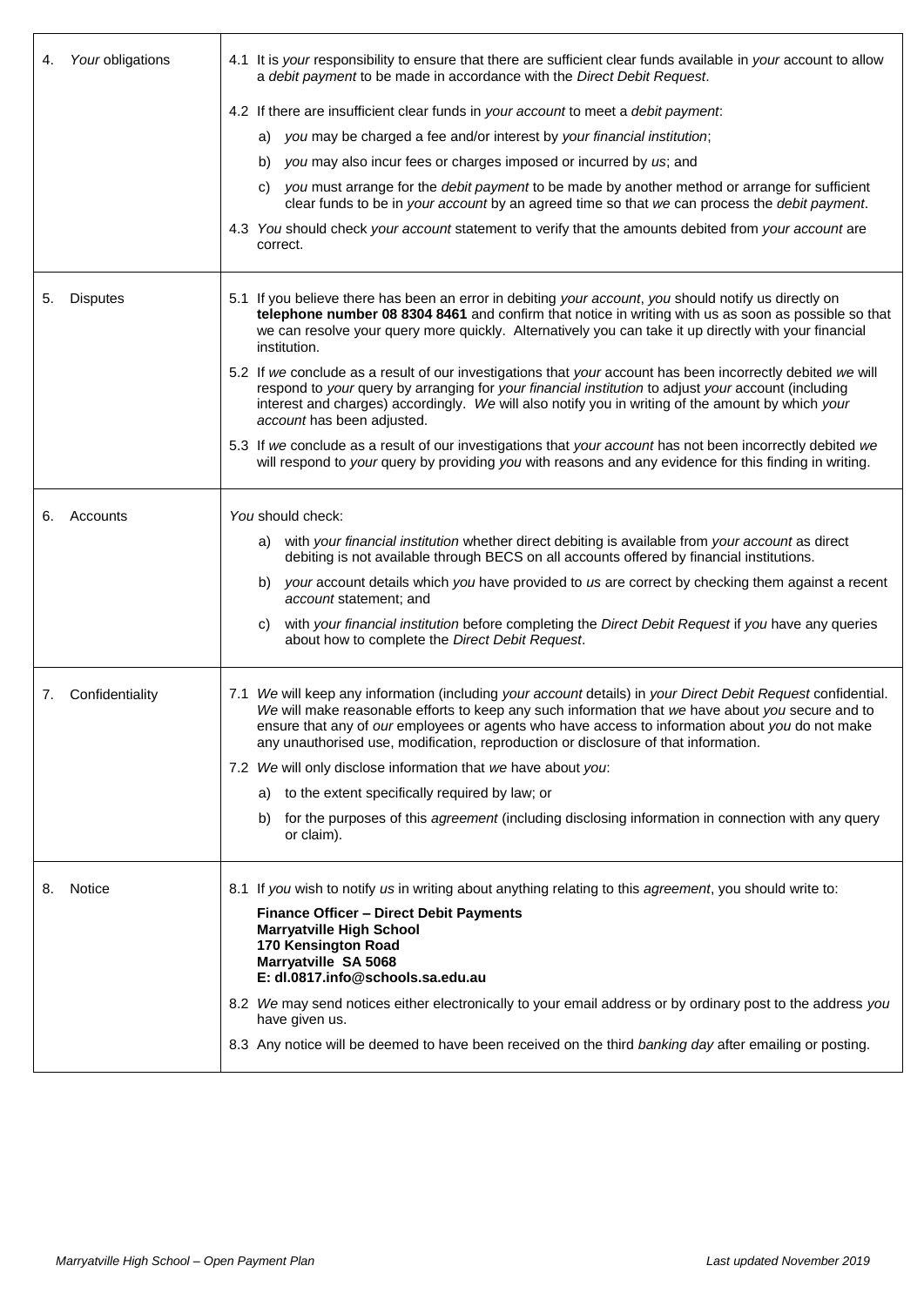| | |
|---|---|
| 4. *Your* obligations | 4.1 It is *your* responsibility to ensure that there are sufficient clear funds available in *your* account to allow a *debit payment* to be made in accordance with the *Direct Debit Request*.<br><br>4.2 If there are insufficient clear funds in *your account* to meet a *debit payment*:<br>a) *you* may be charged a fee and/or interest by *your financial institution*;<br>b) *you* may also incur fees or charges imposed or incurred by *us*; and<br>c) *you* must arrange for the *debit payment* to be made by another method or arrange for sufficient clear funds to be in *your account* by an agreed time so that *we* can process the *debit payment*.<br><br>4.3 *You* should check *your account* statement to verify that the amounts debited from *your account* are correct. |
| 5. Disputes | 5.1 If you believe there has been an error in debiting *your account*, *you* should notify us directly on **telephone number 08 8304 8461** and confirm that notice in writing with us as soon as possible so that we can resolve your query more quickly. Alternatively you can take it up directly with your financial institution.<br><br>5.2 If *we* conclude as a result of our investigations that *your* account has been incorrectly debited *we* will respond to *your* query by arranging for *your financial institution* to adjust *your* account (including interest and charges) accordingly. *We* will also notify you in writing of the amount by which *your account* has been adjusted.<br><br>5.3 If *we* conclude as a result of our investigations that *your account* has not been incorrectly debited *we* will respond to *your* query by providing *you* with reasons and any evidence for this finding in writing. |
| 6. Accounts | *You* should check:<br>a) with *your financial institution* whether direct debiting is available from *your account* as direct debiting is not available through BECS on all accounts offered by financial institutions.<br>b) *your* account details which *you* have provided to *us* are correct by checking them against a recent *account* statement; and<br>c) with *your financial institution* before completing the *Direct Debit Request* if *you* have any queries about how to complete the *Direct Debit Request*. |
| 7. Confidentiality | 7.1 *We* will keep any information (including *your account* details) in *your Direct Debit Request* confidential. *We* will make reasonable efforts to keep any such information that *we* have about *you* secure and to ensure that any of *our* employees or agents who have access to information about *you* do not make any unauthorised use, modification, reproduction or disclosure of that information.<br><br>7.2 *We* will only disclose information that *we* have about *you*:<br>a) to the extent specifically required by law; or<br>b) for the purposes of this *agreement* (including disclosing information in connection with any query or claim). |
| 8. Notice | 8.1 If *you* wish to notify *us* in writing about anything relating to this *agreement*, you should write to:<br>**Finance Officer – Direct Debit Payments**<br>**Marryatville High School**<br>**170 Kensington Road**<br>**Marryatville SA 5068**<br>**E: dl.0817.info@schools.sa.edu.au**<br><br>8.2 *We* may send notices either electronically to your email address or by ordinary post to the address *you* have given us.<br><br>8.3 Any notice will be deemed to have been received on the third *banking day* after emailing or posting. |